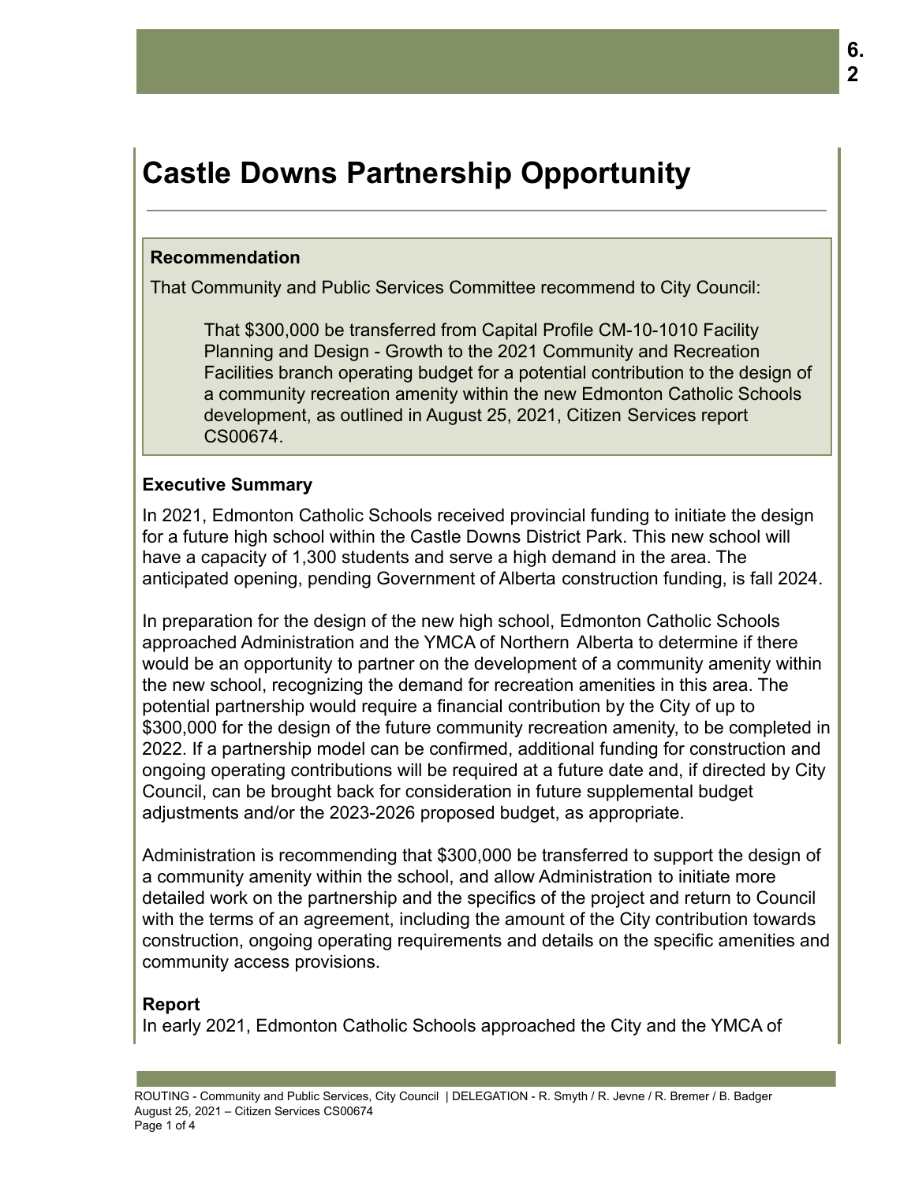# Castle Downs Partnership Opportunity

## Recommendation

That Community and Public Services Committee recommend to City Council:

> That $300,000 be transferred from Capital Profile CM-10-1010 Facility Planning and Design - Growth to the 2021 Community and Recreation Facilities branch operating budget for a potential contribution to the design of a community recreation amenity within the new Edmonton Catholic Schools development, as outlined in August 25, 2021, Citizen Services report CS00674.

## Executive Summary

In 2021, Edmonton Catholic Schools received provincial funding to initiate the design for a future high school within the Castle Downs District Park. This new school will have a capacity of 1,300 students and serve a high demand in the area. The anticipated opening, pending Government of Alberta construction funding, is fall 2024.

In preparation for the design of the new high school, Edmonton Catholic Schools approached Administration and the YMCA of Northern Alberta to determine if there would be an opportunity to partner on the development of a community amenity within the new school, recognizing the demand for recreation amenities in this area. The potential partnership would require a financial contribution by the City of up to $300,000 for the design of the future community recreation amenity, to be completed in 2022. If a partnership model can be confirmed, additional funding for construction and ongoing operating contributions will be required at a future date and, if directed by City Council, can be brought back for consideration in future supplemental budget adjustments and/or the 2023-2026 proposed budget, as appropriate.

Administration is recommending that $300,000 be transferred to support the design of a community amenity within the school, and allow Administration to initiate more detailed work on the partnership and the specifics of the project and return to Council with the terms of an agreement, including the amount of the City contribution towards construction, ongoing operating requirements and details on the specific amenities and community access provisions.

## Report

In early 2021, Edmonton Catholic Schools approached the City and the YMCA of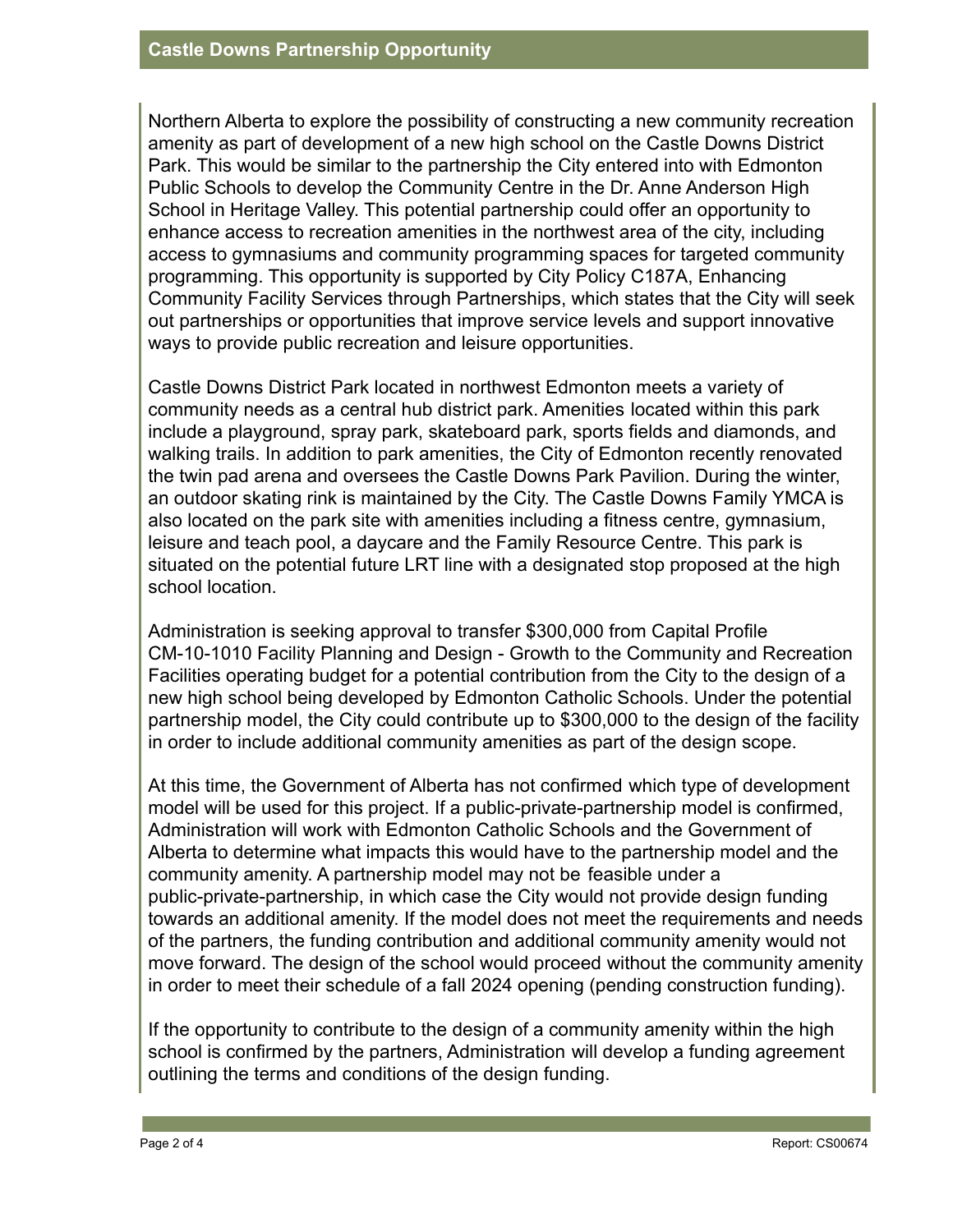Northern Alberta to explore the possibility of constructing a new community recreation amenity as part of development of a new high school on the Castle Downs District Park. This would be similar to the partnership the City entered into with Edmonton Public Schools to develop the Community Centre in the Dr. Anne Anderson High School in Heritage Valley. This potential partnership could offer an opportunity to enhance access to recreation amenities in the northwest area of the city, including access to gymnasiums and community programming spaces for targeted community programming. This opportunity is supported by City Policy C187A, Enhancing Community Facility Services through Partnerships, which states that the City will seek out partnerships or opportunities that improve service levels and support innovative ways to provide public recreation and leisure opportunities.

Castle Downs District Park located in northwest Edmonton meets a variety of community needs as a central hub district park. Amenities located within this park include a playground, spray park, skateboard park, sports fields and diamonds, and walking trails. In addition to park amenities, the City of Edmonton recently renovated the twin pad arena and oversees the Castle Downs Park Pavilion. During the winter, an outdoor skating rink is maintained by the City. The Castle Downs Family YMCA is also located on the park site with amenities including a fitness centre, gymnasium, leisure and teach pool, a daycare and the Family Resource Centre. This park is situated on the potential future LRT line with a designated stop proposed at the high school location.

Administration is seeking approval to transfer $300,000 from Capital Profile CM-10-1010 Facility Planning and Design - Growth to the Community and Recreation Facilities operating budget for a potential contribution from the City to the design of a new high school being developed by Edmonton Catholic Schools. Under the potential partnership model, the City could contribute up to $300,000 to the design of the facility in order to include additional community amenities as part of the design scope.

At this time, the Government of Alberta has not confirmed which type of development model will be used for this project. If a public-private-partnership model is confirmed, Administration will work with Edmonton Catholic Schools and the Government of Alberta to determine what impacts this would have to the partnership model and the community amenity. A partnership model may not be feasible under a public-private-partnership, in which case the City would not provide design funding towards an additional amenity. If the model does not meet the requirements and needs of the partners, the funding contribution and additional community amenity would not move forward. The design of the school would proceed without the community amenity in order to meet their schedule of a fall 2024 opening (pending construction funding).

If the opportunity to contribute to the design of a community amenity within the high school is confirmed by the partners, Administration will develop a funding agreement outlining the terms and conditions of the design funding.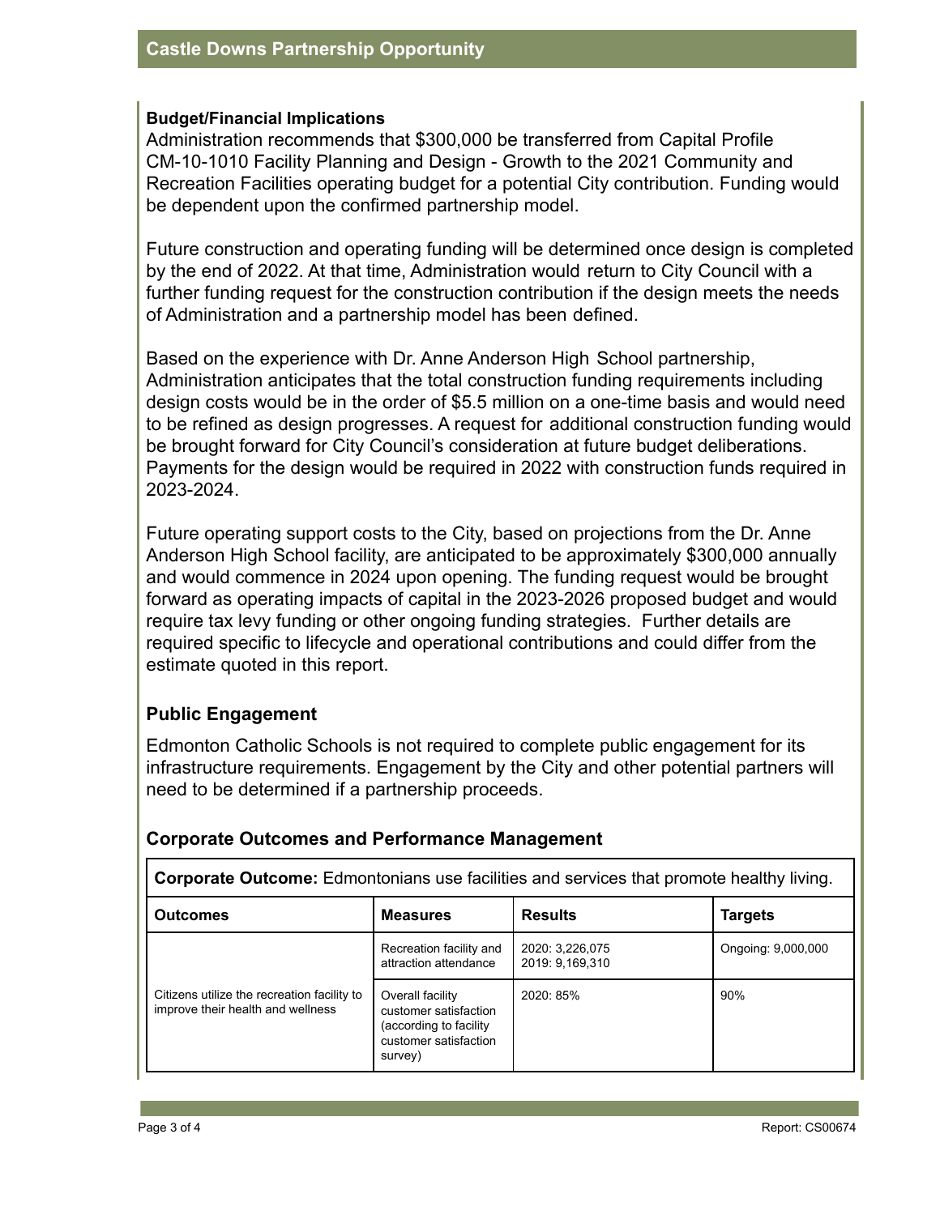**Budget/Financial Implications**

Administration recommends that $300,000 be transferred from Capital Profile CM-10-1010 Facility Planning and Design - Growth to the 2021 Community and Recreation Facilities operating budget for a potential City contribution. Funding would be dependent upon the confirmed partnership model.

Future construction and operating funding will be determined once design is completed by the end of 2022. At that time, Administration would return to City Council with a further funding request for the construction contribution if the design meets the needs of Administration and a partnership model has been defined.

Based on the experience with Dr. Anne Anderson High School partnership, Administration anticipates that the total construction funding requirements including design costs would be in the order of $5.5 million on a one-time basis and would need to be refined as design progresses. A request for additional construction funding would be brought forward for City Council's consideration at future budget deliberations. Payments for the design would be required in 2022 with construction funds required in 2023-2024.

Future operating support costs to the City, based on projections from the Dr. Anne Anderson High School facility, are anticipated to be approximately $300,000 annually and would commence in 2024 upon opening. The funding request would be brought forward as operating impacts of capital in the 2023-2026 proposed budget and would require tax levy funding or other ongoing funding strategies. Further details are required specific to lifecycle and operational contributions and could differ from the estimate quoted in this report.

## Public Engagement

Edmonton Catholic Schools is not required to complete public engagement for its infrastructure requirements. Engagement by the City and other potential partners will need to be determined if a partnership proceeds.

## Corporate Outcomes and Performance Management

**Corporate Outcome:** Edmontonians use facilities and services that promote healthy living.

| Outcomes | Measures | Results | Targets |
|---|---|---|---|
| Citizens utilize the recreation facility to improve their health and wellness | Recreation facility and attraction attendance | 2020: 3,226,075<br>2019: 9,169,310 | Ongoing: 9,000,000 |
| | Overall facility customer satisfaction (according to facility customer satisfaction survey) | 2020: 85% | 90% |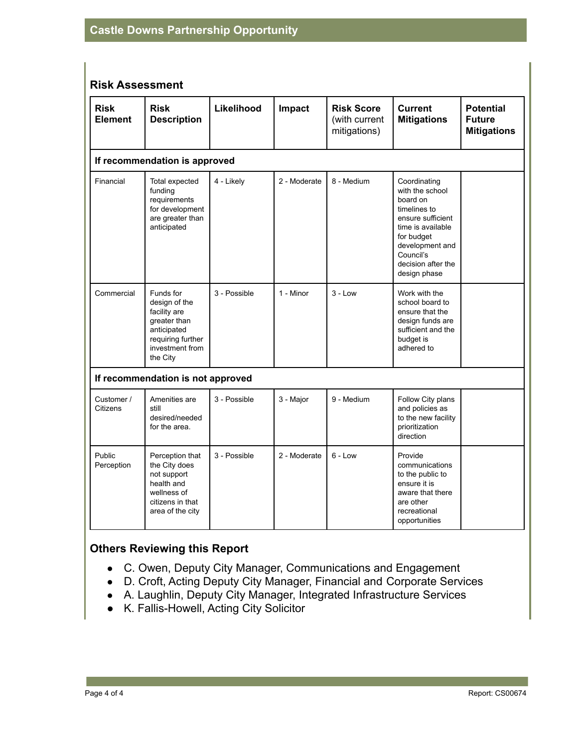## Risk Assessment

| Risk Element | Risk Description | Likelihood | Impact | Risk Score (with current mitigations) | Current Mitigations | Potential Future Mitigations |
|---|---|---|---|---|---|---|
| **If recommendation is approved** | | | | | | |
| Financial | Total expected funding requirements for development are greater than anticipated | 4 - Likely | 2 - Moderate | 8 - Medium | Coordinating with the school board on timelines to ensure sufficient time is available for budget development and Council's decision after the design phase | |
| Commercial | Funds for design of the facility are greater than anticipated requiring further investment from the City | 3 - Possible | 1 - Minor | 3 - Low | Work with the school board to ensure that the design funds are sufficient and the budget is adhered to | |
| **If recommendation is not approved** | | | | | | |
| Customer / Citizens | Amenities are still desired/needed for the area. | 3 - Possible | 3 - Major | 9 - Medium | Follow City plans and policies as to the new facility prioritization direction | |
| Public Perception | Perception that the City does not support health and wellness of citizens in that area of the city | 3 - Possible | 2 - Moderate | 6 - Low | Provide communications to the public to ensure it is aware that there are other recreational opportunities | |

## Others Reviewing this Report

- C. Owen, Deputy City Manager, Communications and Engagement
- D. Croft, Acting Deputy City Manager, Financial and Corporate Services
- A. Laughlin, Deputy City Manager, Integrated Infrastructure Services
- K. Fallis-Howell, Acting City Solicitor